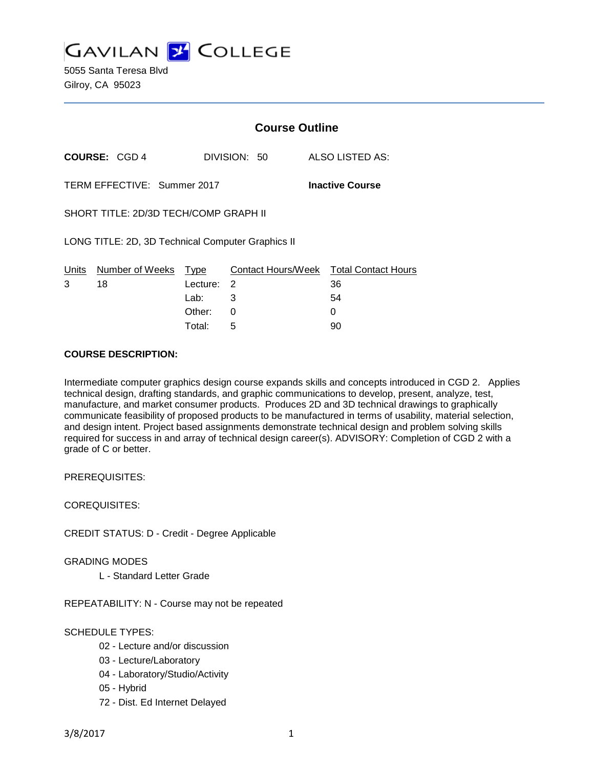# GAVILAN COLLEGE

5055 Santa Teresa Blvd
Gilroy, CA 95023

## Course Outline

**COURSE:** CGD 4 DIVISION: 50 ALSO LISTED AS:

TERM EFFECTIVE: Summer 2017 **Inactive Course**

SHORT TITLE: 2D/3D TECH/COMP GRAPH II

LONG TITLE: 2D, 3D Technical Computer Graphics II

| Units | Number of Weeks | Type | Contact Hours/Week | Total Contact Hours |
|---|---|---|---|---|
| 3 | 18 | Lecture: | 2 | 36 |
| | | Lab: | 3 | 54 |
| | | Other: | 0 | 0 |
| | | Total: | 5 | 90 |

**COURSE DESCRIPTION:**

Intermediate computer graphics design course expands skills and concepts introduced in CGD 2. Applies technical design, drafting standards, and graphic communications to develop, present, analyze, test, manufacture, and market consumer products. Produces 2D and 3D technical drawings to graphically communicate feasibility of proposed products to be manufactured in terms of usability, material selection, and design intent. Project based assignments demonstrate technical design and problem solving skills required for success in and array of technical design career(s). ADVISORY: Completion of CGD 2 with a grade of C or better.

PREREQUISITES:

COREQUISITES:

CREDIT STATUS: D - Credit - Degree Applicable

GRADING MODES

- L - Standard Letter Grade

REPEATABILITY: N - Course may not be repeated

SCHEDULE TYPES:

- 02 - Lecture and/or discussion
- 03 - Lecture/Laboratory
- 04 - Laboratory/Studio/Activity
- 05 - Hybrid
- 72 - Dist. Ed Internet Delayed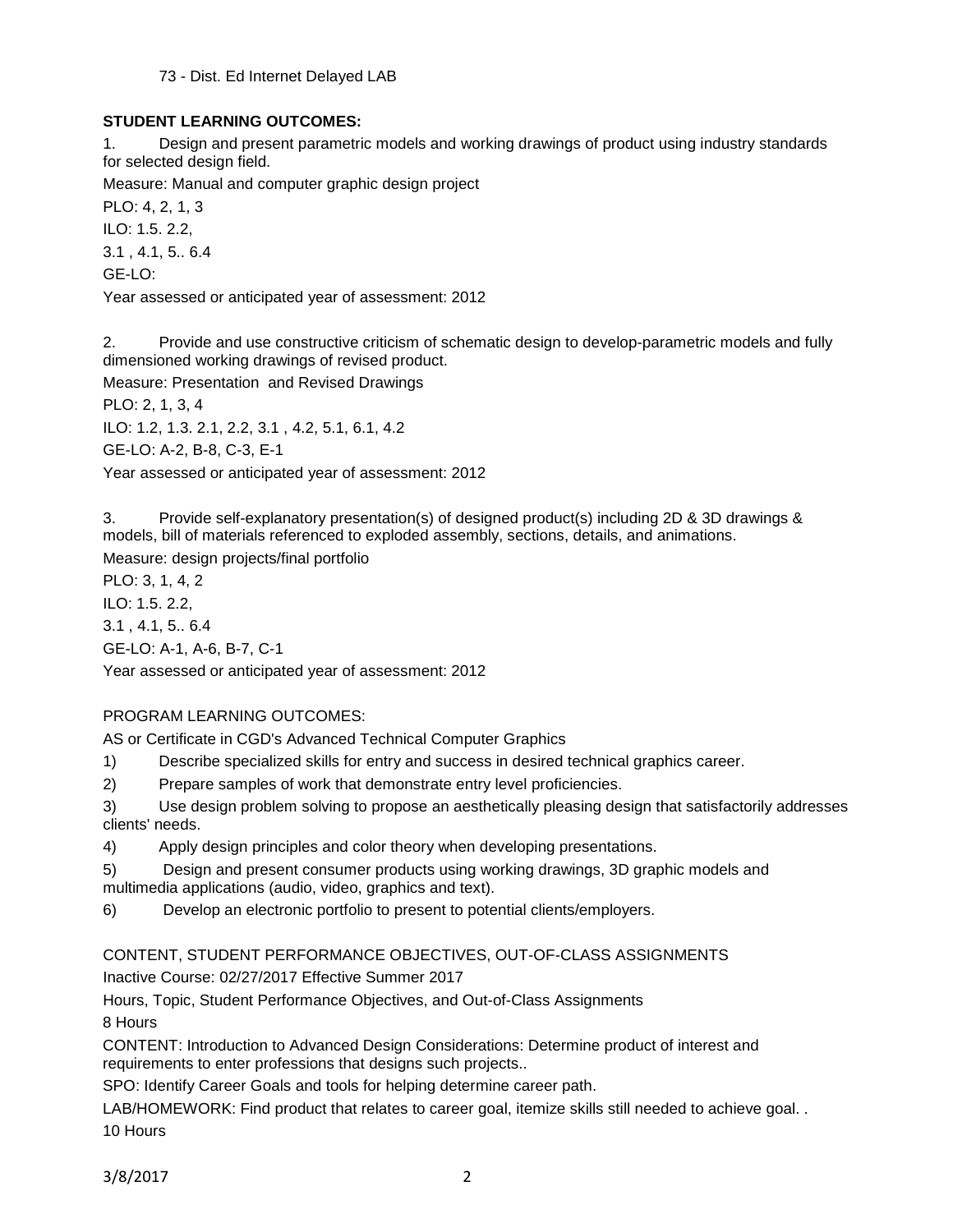73 - Dist. Ed Internet Delayed LAB

**STUDENT LEARNING OUTCOMES:**

1. Design and present parametric models and working drawings of product using industry standards for selected design field.

Measure: Manual and computer graphic design project

PLO: 4, 2, 1, 3

ILO: 1.5. 2.2,

3.1 , 4.1, 5.. 6.4

GE-LO:

Year assessed or anticipated year of assessment: 2012

2. Provide and use constructive criticism of schematic design to develop-parametric models and fully dimensioned working drawings of revised product.

Measure: Presentation and Revised Drawings

PLO: 2, 1, 3, 4

ILO: 1.2, 1.3. 2.1, 2.2, 3.1 , 4.2, 5.1, 6.1, 4.2

GE-LO: A-2, B-8, C-3, E-1

Year assessed or anticipated year of assessment: 2012

3. Provide self-explanatory presentation(s) of designed product(s) including 2D & 3D drawings & models, bill of materials referenced to exploded assembly, sections, details, and animations.

Measure: design projects/final portfolio

PLO: 3, 1, 4, 2

ILO: 1.5. 2.2,

3.1 , 4.1, 5.. 6.4

GE-LO: A-1, A-6, B-7, C-1

Year assessed or anticipated year of assessment: 2012

PROGRAM LEARNING OUTCOMES:

AS or Certificate in CGD's Advanced Technical Computer Graphics

1) Describe specialized skills for entry and success in desired technical graphics career.
2) Prepare samples of work that demonstrate entry level proficiencies.
3) Use design problem solving to propose an aesthetically pleasing design that satisfactorily addresses clients' needs.
4) Apply design principles and color theory when developing presentations.
5) Design and present consumer products using working drawings, 3D graphic models and multimedia applications (audio, video, graphics and text).
6) Develop an electronic portfolio to present to potential clients/employers.

CONTENT, STUDENT PERFORMANCE OBJECTIVES, OUT-OF-CLASS ASSIGNMENTS

Inactive Course: 02/27/2017 Effective Summer 2017

Hours, Topic, Student Performance Objectives, and Out-of-Class Assignments

8 Hours

CONTENT: Introduction to Advanced Design Considerations: Determine product of interest and requirements to enter professions that designs such projects..

SPO: Identify Career Goals and tools for helping determine career path.

LAB/HOMEWORK: Find product that relates to career goal, itemize skills still needed to achieve goal. .

10 Hours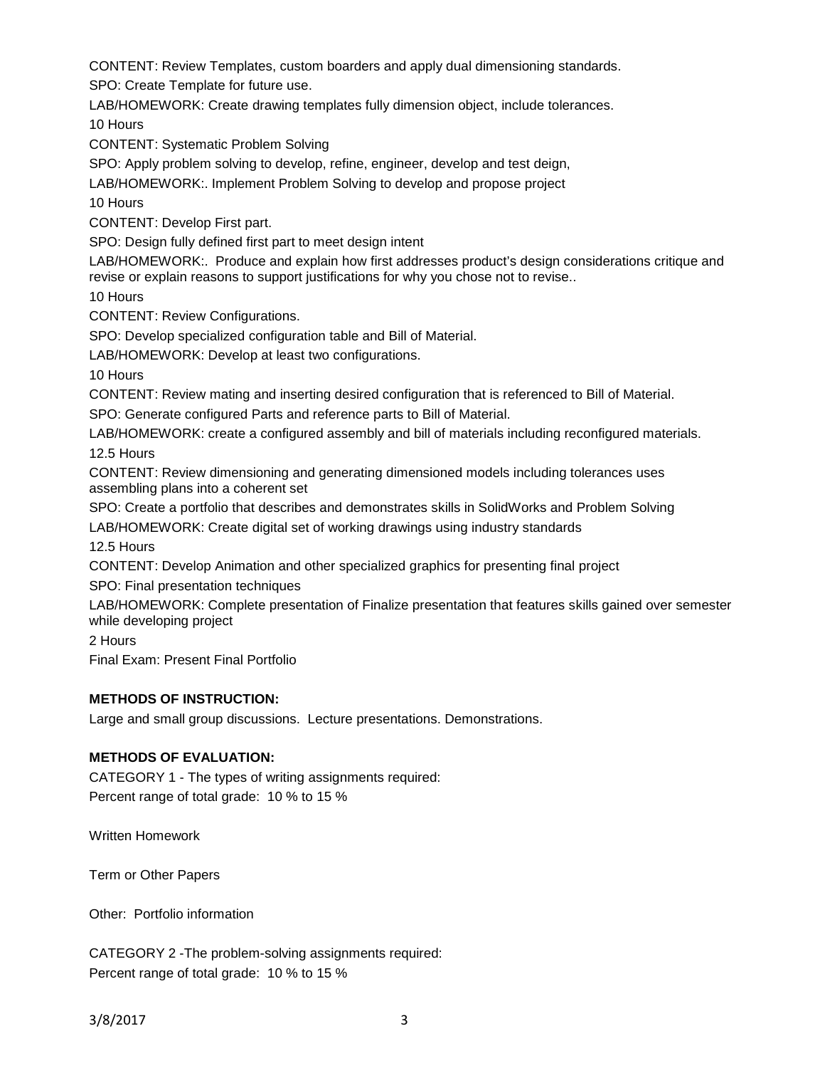CONTENT: Review Templates, custom boarders and apply dual dimensioning standards.

SPO: Create Template for future use.

LAB/HOMEWORK: Create drawing templates fully dimension object, include tolerances.

10 Hours

CONTENT: Systematic Problem Solving

SPO: Apply problem solving to develop, refine, engineer, develop and test deign,

LAB/HOMEWORK:. Implement Problem Solving to develop and propose project

10 Hours

CONTENT: Develop First part.

SPO: Design fully defined first part to meet design intent

LAB/HOMEWORK:. Produce and explain how first addresses product's design considerations critique and revise or explain reasons to support justifications for why you chose not to revise..

10 Hours

CONTENT: Review Configurations.

SPO: Develop specialized configuration table and Bill of Material.

LAB/HOMEWORK: Develop at least two configurations.

10 Hours

CONTENT: Review mating and inserting desired configuration that is referenced to Bill of Material.

SPO: Generate configured Parts and reference parts to Bill of Material.

LAB/HOMEWORK: create a configured assembly and bill of materials including reconfigured materials.

12.5 Hours

CONTENT: Review dimensioning and generating dimensioned models including tolerances uses assembling plans into a coherent set

SPO: Create a portfolio that describes and demonstrates skills in SolidWorks and Problem Solving

LAB/HOMEWORK: Create digital set of working drawings using industry standards

12.5 Hours

CONTENT: Develop Animation and other specialized graphics for presenting final project

SPO: Final presentation techniques

LAB/HOMEWORK: Complete presentation of Finalize presentation that features skills gained over semester while developing project

2 Hours

Final Exam: Present Final Portfolio

**METHODS OF INSTRUCTION:**

Large and small group discussions. Lecture presentations. Demonstrations.

**METHODS OF EVALUATION:**

CATEGORY 1 - The types of writing assignments required:
Percent range of total grade: 10 % to 15 %

Written Homework

Term or Other Papers

Other: Portfolio information

CATEGORY 2 -The problem-solving assignments required:
Percent range of total grade: 10 % to 15 %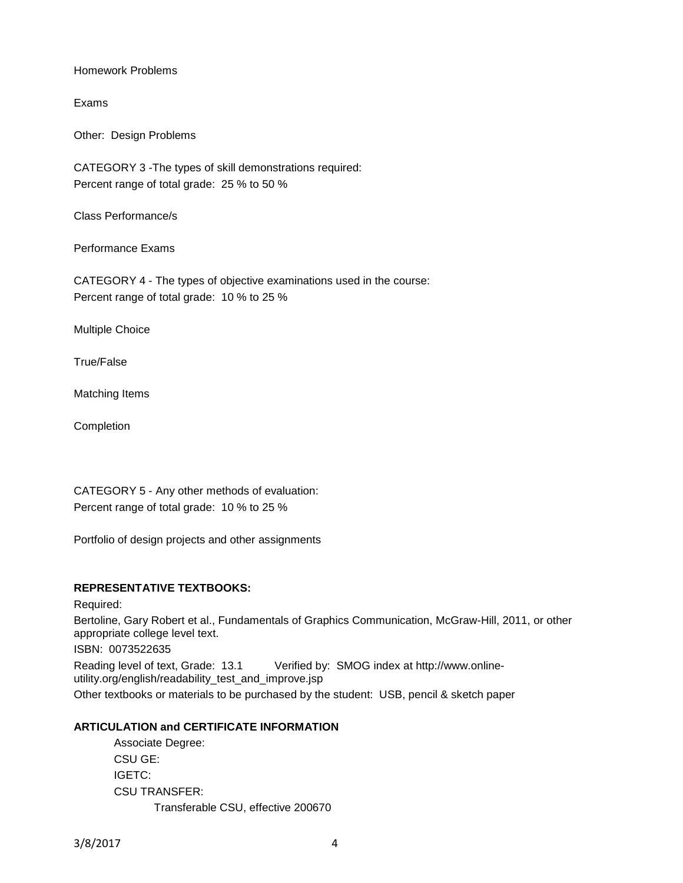Homework Problems

Exams

Other: Design Problems

CATEGORY 3 -The types of skill demonstrations required:
Percent range of total grade: 25 % to 50 %

Class Performance/s

Performance Exams

CATEGORY 4 - The types of objective examinations used in the course:
Percent range of total grade: 10 % to 25 %

Multiple Choice

True/False

Matching Items

Completion

CATEGORY 5 - Any other methods of evaluation:
Percent range of total grade: 10 % to 25 %

Portfolio of design projects and other assignments

**REPRESENTATIVE TEXTBOOKS:**

Required:

Bertoline, Gary Robert et al., Fundamentals of Graphics Communication, McGraw-Hill, 2011, or other appropriate college level text.

ISBN: 0073522635

Reading level of text, Grade: 13.1 Verified by: SMOG index at http://www.online-utility.org/english/readability_test_and_improve.jsp

Other textbooks or materials to be purchased by the student: USB, pencil & sketch paper

**ARTICULATION and CERTIFICATE INFORMATION**

Associate Degree:
CSU GE:
IGETC:
CSU TRANSFER:
Transferable CSU, effective 200670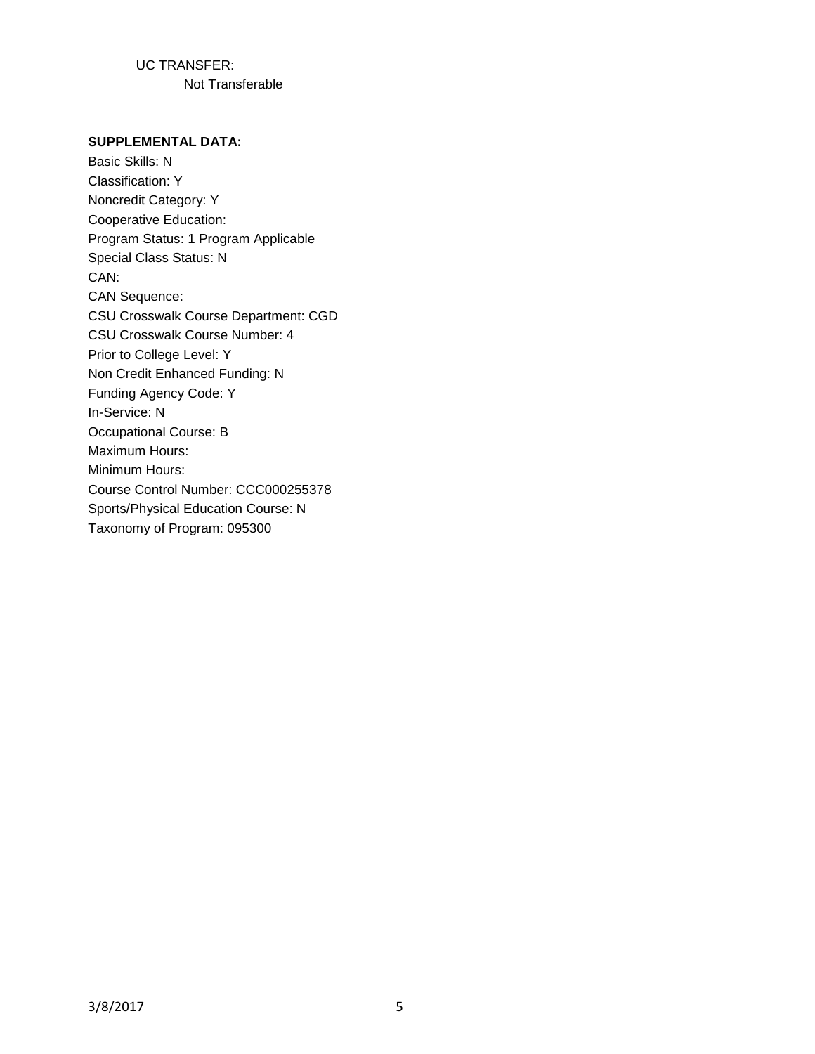UC TRANSFER:

Not Transferable

**SUPPLEMENTAL DATA:**

Basic Skills: N
Classification: Y
Noncredit Category: Y
Cooperative Education:
Program Status: 1 Program Applicable
Special Class Status: N
CAN:
CAN Sequence:
CSU Crosswalk Course Department: CGD
CSU Crosswalk Course Number: 4
Prior to College Level: Y
Non Credit Enhanced Funding: N
Funding Agency Code: Y
In-Service: N
Occupational Course: B
Maximum Hours:
Minimum Hours:
Course Control Number: CCC000255378
Sports/Physical Education Course: N
Taxonomy of Program: 095300